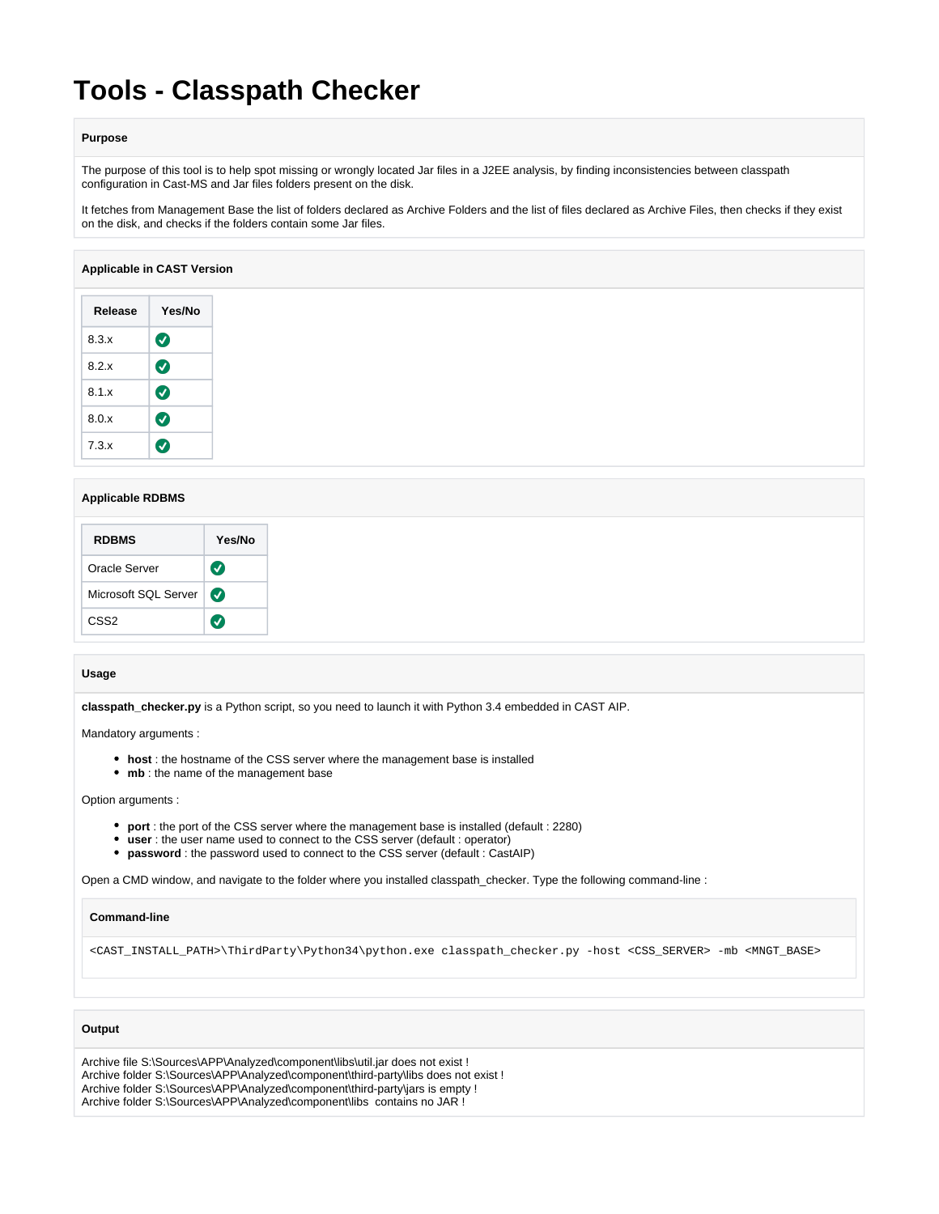# Tools - Classpath Checker

### Purpose

The purpose of this tool is to help spot missing or wrongly located Jar files in a J2EE analysis, by finding inconsistencies between classpath configuration in Cast-MS and Jar files folders present on the disk.

It fetches from Management Base the list of folders declared as Archive Folders and the list of files declared as Archive Files, then checks if they exist on the disk, and checks if the folders contain some Jar files.

### Applicable in CAST Version

| Release | Yes/No |
| --- | --- |
| 8.3.x | ✅ |
| 8.2.x | ✅ |
| 8.1.x | ✅ |
| 8.0.x | ✅ |
| 7.3.x | ✅ |

### Applicable RDBMS

| RDBMS | Yes/No |
| --- | --- |
| Oracle Server | ✅ |
| Microsoft SQL Server | ✅ |
| CSS2 | ✅ |

### Usage

**classpath_checker.py** is a Python script, so you need to launch it with Python 3.4 embedded in CAST AIP.

Mandatory arguments :

- **host** : the hostname of the CSS server where the management base is installed
- **mb** : the name of the management base

Option arguments :

- **port** : the port of the CSS server where the management base is installed (default : 2280)
- **user** : the user name used to connect to the CSS server (default : operator)
- **password** : the password used to connect to the CSS server (default : CastAIP)

Open a CMD window, and navigate to the folder where you installed classpath_checker. Type the following command-line :

**Command-line**

```
<CAST_INSTALL_PATH>\ThirdParty\Python34\python.exe classpath_checker.py -host <CSS_SERVER> -mb <MNGT_BASE>
```

### Output

Archive file S:\Sources\APP\Analyzed\component\libs\util.jar does not exist !
Archive folder S:\Sources\APP\Analyzed\component\third-party\libs does not exist !
Archive folder S:\Sources\APP\Analyzed\component\third-party\jars is empty !
Archive folder S:\Sources\APP\Analyzed\component\libs  contains no JAR !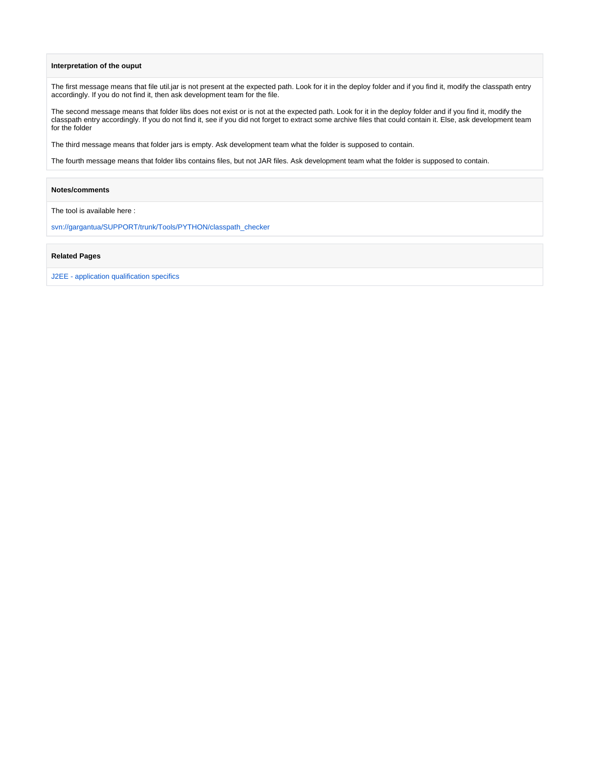**Interpretation of the ouput**

The first message means that file util.jar is not present at the expected path. Look for it in the deploy folder and if you find it, modify the classpath entry accordingly. If you do not find it, then ask development team for the file.

The second message means that folder libs does not exist or is not at the expected path. Look for it in the deploy folder and if you find it, modify the classpath entry accordingly. If you do not find it, see if you did not forget to extract some archive files that could contain it. Else, ask development team for the folder

The third message means that folder jars is empty. Ask development team what the folder is supposed to contain.

The fourth message means that folder libs contains files, but not JAR files. Ask development team what the folder is supposed to contain.

**Notes/comments**

The tool is available here :

svn://gargantua/SUPPORT/trunk/Tools/PYTHON/classpath_checker

**Related Pages**

J2EE - application qualification specifics